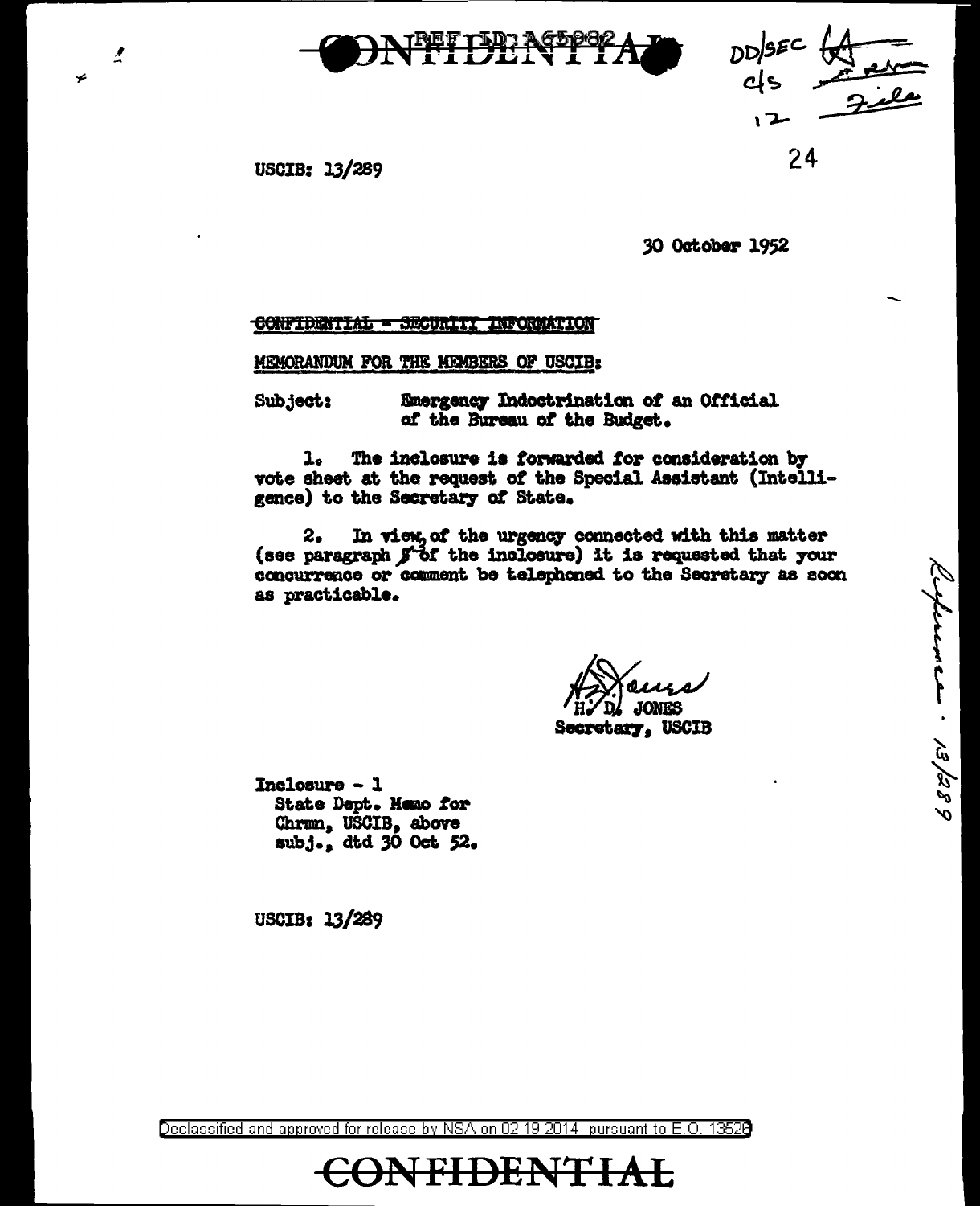CONFIDENTIAL

REF ID: A65082

DD/SEC
C/S
12
File

USCIB: 13/289

24

30 October 1952

~~CONFIDENTIAL - SECURITY INFORMATION~~

MEMORANDUM FOR THE MEMBERS OF USCIB:

Subject: Emergency Indoctrination of an Official of the Bureau of the Budget.

1. The inclosure is forwarded for consideration by vote sheet at the request of the Special Assistant (Intelligence) to the Secretary of State.

2. In view of the urgency connected with this matter (see paragraph 3 of the inclosure) it is requested that your concurrence or comment be telephoned to the Secretary as soon as practicable.

H. D. JONES
Secretary, USCIB

Inclosure - 1
State Dept. Memo for Chrmn, USCIB, above subj., dtd 30 Oct 52.

USCIB: 13/289

Reference: 13/289

Declassified and approved for release by NSA on 02-19-2014 pursuant to E.O. 13526

CONFIDENTIAL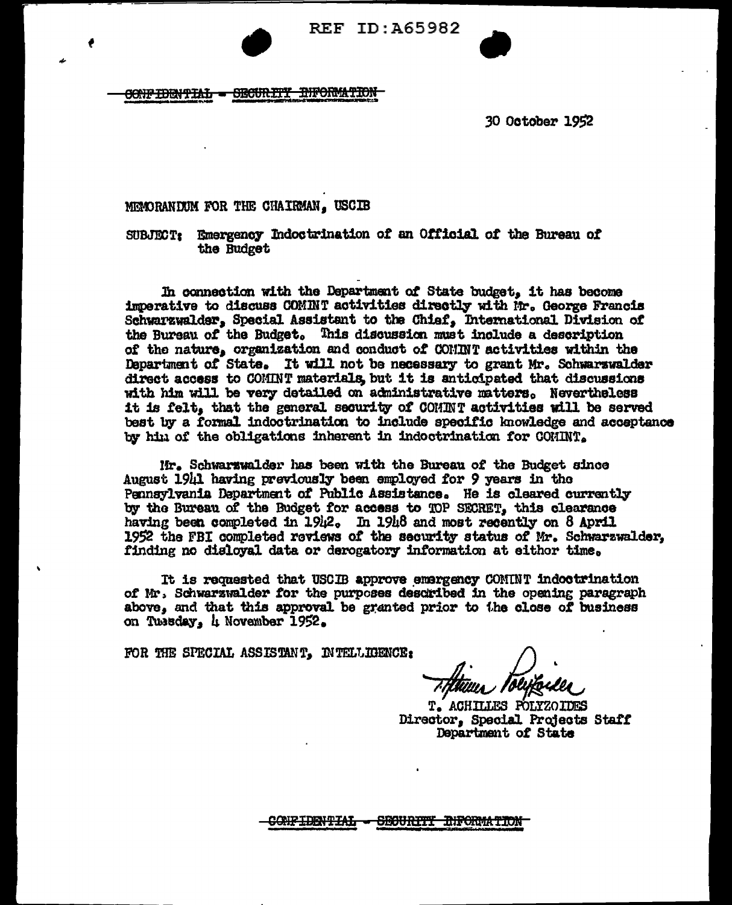REF ID:A65982

~~CONFIDENTIAL - SECURITY INFORMATION~~

30 October 1952

MEMORANDUM FOR THE CHAIRMAN, USCIB

SUBJECT: Emergency Indoctrination of an Official of the Bureau of the Budget

In connection with the Department of State budget, it has become imperative to discuss COMINT activities directly with Mr. George Francis Schwarzwalder, Special Assistant to the Chief, International Division of the Bureau of the Budget. This discussion must include a description of the nature, organization and conduct of COMINT activities within the Department of State. It will not be necessary to grant Mr. Schwarzwalder direct access to COMINT materials, but it is anticipated that discussions with him will be very detailed on administrative matters. Nevertheless it is felt, that the general security of COMINT activities will be served best by a formal indoctrination to include specific knowledge and acceptance by him of the obligations inherent in indoctrination for COMINT.

Mr. Schwarzwalder has been with the Bureau of the Budget since August 1941 having previously been employed for 9 years in the Pennsylvania Department of Public Assistance. He is cleared currently by the Bureau of the Budget for access to TOP SECRET, this clearance having been completed in 1942. In 1948 and most recently on 8 April 1952 the FBI completed reviews of the security status of Mr. Schwarzwalder, finding no disloyal data or derogatory information at either time.

It is requested that USCIB approve emergency COMINT indoctrination of Mr. Schwarzwalder for the purposes described in the opening paragraph above, and that this approval be granted prior to the close of business on Tuesday, 4 November 1952.

FOR THE SPECIAL ASSISTANT, INTELLIGENCE:

T. Achilles Polyzoides

T. ACHILLES POLYZOIDES
Director, Special Projects Staff
Department of State

~~CONFIDENTIAL - SECURITY INFORMATION~~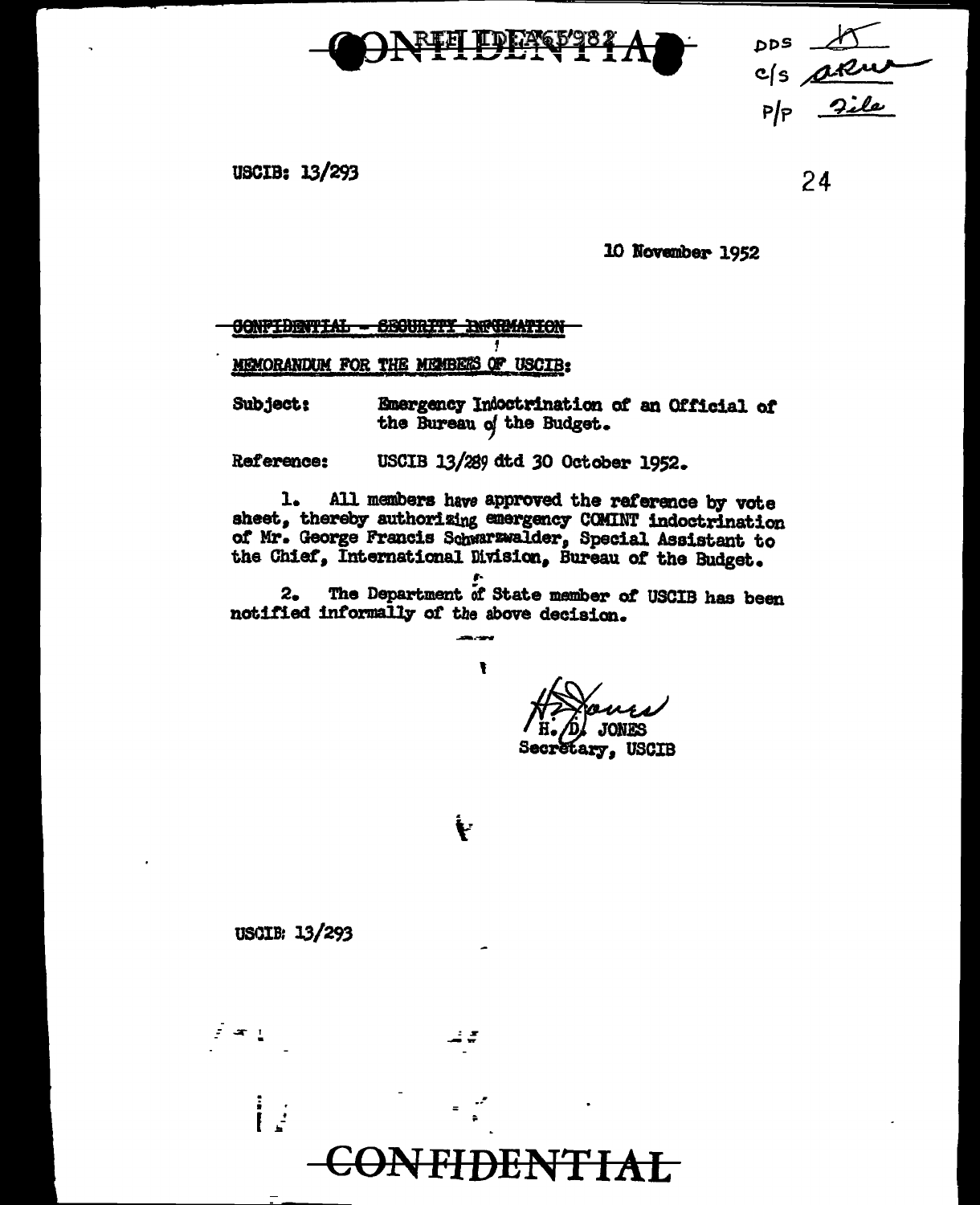CONFIDENTIAL

DDS
c/s
P/P File

USCIB: 13/293

24

10 November 1952

CONFIDENTIAL - SECURITY INFORMATION

MEMORANDUM FOR THE MEMBERS OF USCIB:

Subject: Emergency Indoctrination of an Official of the Bureau of the Budget.

Reference: USCIB 13/289 dtd 30 October 1952.

1. All members have approved the reference by vote sheet, thereby authorizing emergency COMINT indoctrination of Mr. George Francis Schwarzwalder, Special Assistant to the Chief, International Division, Bureau of the Budget.

2. The Department of State member of USCIB has been notified informally of the above decision.

H. D. JONES
Secretary, USCIB

USCIB: 13/293

CONFIDENTIAL